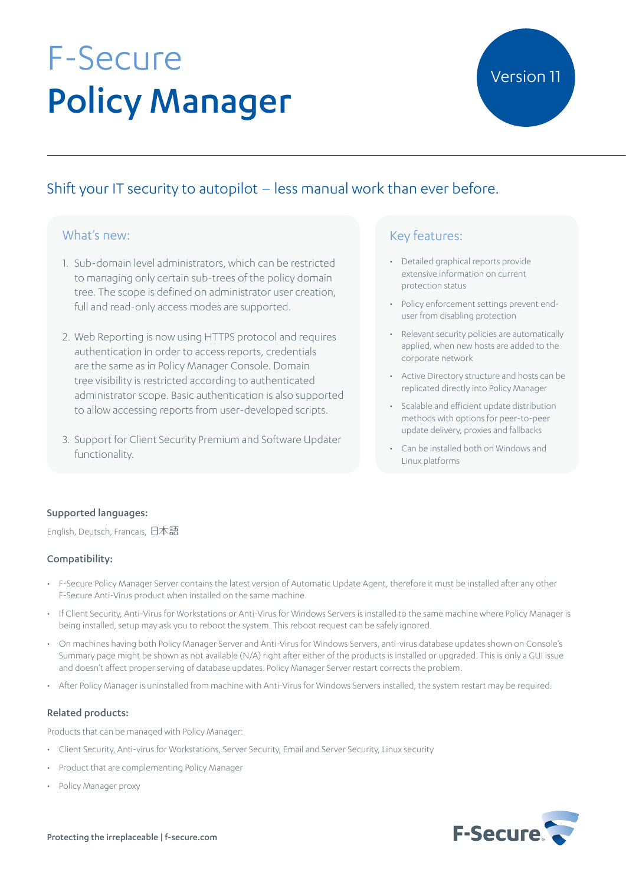# F-Secure
# Policy Manager

Version 11

## Shift your IT security to autopilot – less manual work than ever before.

### What's new:

1. Sub-domain level administrators, which can be restricted to managing only certain sub-trees of the policy domain tree. The scope is defined on administrator user creation, full and read-only access modes are supported.

2. Web Reporting is now using HTTPS protocol and requires authentication in order to access reports, credentials are the same as in Policy Manager Console. Domain tree visibility is restricted according to authenticated administrator scope. Basic authentication is also supported to allow accessing reports from user-developed scripts.

3. Support for Client Security Premium and Software Updater functionality.

### Key features:

- Detailed graphical reports provide extensive information on current protection status
- Policy enforcement settings prevent end-user from disabling protection
- Relevant security policies are automatically applied, when new hosts are added to the corporate network
- Active Directory structure and hosts can be replicated directly into Policy Manager
- Scalable and efficient update distribution methods with options for peer-to-peer update delivery, proxies and fallbacks
- Can be installed both on Windows and Linux platforms

**Supported languages:**

English, Deutsch, Francais, 日本語

**Compatibility:**

- F-Secure Policy Manager Server contains the latest version of Automatic Update Agent, therefore it must be installed after any other F-Secure Anti-Virus product when installed on the same machine.
- If Client Security, Anti-Virus for Workstations or Anti-Virus for Windows Servers is installed to the same machine where Policy Manager is being installed, setup may ask you to reboot the system. This reboot request can be safely ignored.
- On machines having both Policy Manager Server and Anti-Virus for Windows Servers, anti-virus database updates shown on Console's Summary page might be shown as not available (N/A) right after either of the products is installed or upgraded. This is only a GUI issue and doesn't affect proper serving of database updates. Policy Manager Server restart corrects the problem.
- After Policy Manager is uninstalled from machine with Anti-Virus for Windows Servers installed, the system restart may be required.

**Related products:**

Products that can be managed with Policy Manager:

- Client Security, Anti-virus for Workstations, Server Security, Email and Server Security, Linux security
- Product that are complementing Policy Manager
- Policy Manager proxy

Protecting the irreplaceable | f-secure.com

F-Secure.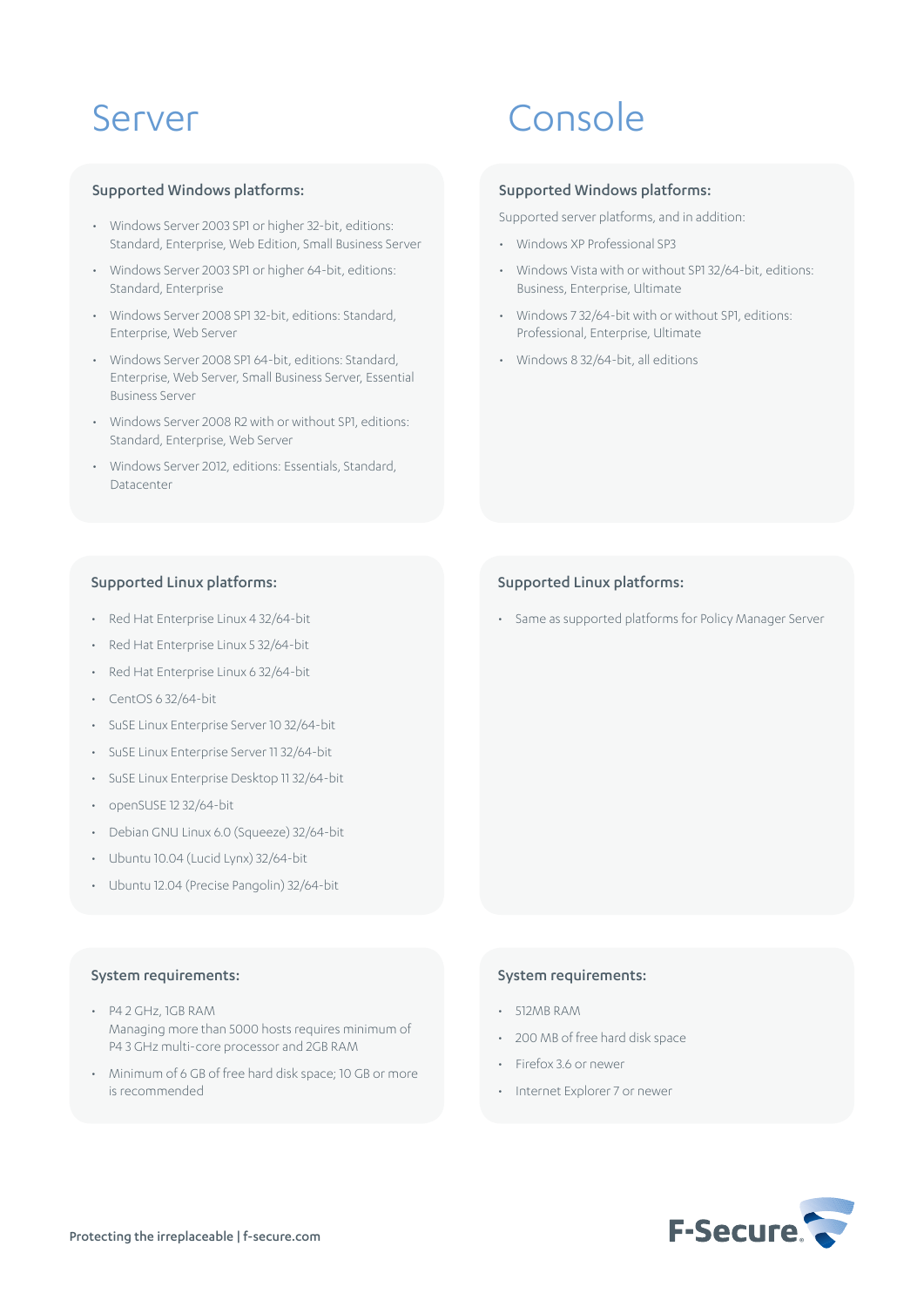# Server

### Supported Windows platforms:

- Windows Server 2003 SP1 or higher 32-bit, editions: Standard, Enterprise, Web Edition, Small Business Server
- Windows Server 2003 SP1 or higher 64-bit, editions: Standard, Enterprise
- Windows Server 2008 SP1 32-bit, editions: Standard, Enterprise, Web Server
- Windows Server 2008 SP1 64-bit, editions: Standard, Enterprise, Web Server, Small Business Server, Essential Business Server
- Windows Server 2008 R2 with or without SP1, editions: Standard, Enterprise, Web Server
- Windows Server 2012, editions: Essentials, Standard, Datacenter

### Supported Linux platforms:

- Red Hat Enterprise Linux 4 32/64-bit
- Red Hat Enterprise Linux 5 32/64-bit
- Red Hat Enterprise Linux 6 32/64-bit
- CentOS 6 32/64-bit
- SuSE Linux Enterprise Server 10 32/64-bit
- SuSE Linux Enterprise Server 11 32/64-bit
- SuSE Linux Enterprise Desktop 11 32/64-bit
- openSUSE 12 32/64-bit
- Debian GNU Linux 6.0 (Squeeze) 32/64-bit
- Ubuntu 10.04 (Lucid Lynx) 32/64-bit
- Ubuntu 12.04 (Precise Pangolin) 32/64-bit

### System requirements:

- P4 2 GHz, 1GB RAM  
  Managing more than 5000 hosts requires minimum of P4 3 GHz multi-core processor and 2GB RAM
- Minimum of 6 GB of free hard disk space; 10 GB or more is recommended

# Console

### Supported Windows platforms:

Supported server platforms, and in addition:

- Windows XP Professional SP3
- Windows Vista with or without SP1 32/64-bit, editions: Business, Enterprise, Ultimate
- Windows 7 32/64-bit with or without SP1, editions: Professional, Enterprise, Ultimate
- Windows 8 32/64-bit, all editions

### Supported Linux platforms:

- Same as supported platforms for Policy Manager Server

### System requirements:

- 512MB RAM
- 200 MB of free hard disk space
- Firefox 3.6 or newer
- Internet Explorer 7 or newer

Protecting the irreplaceable | f-secure.com

F-Secure